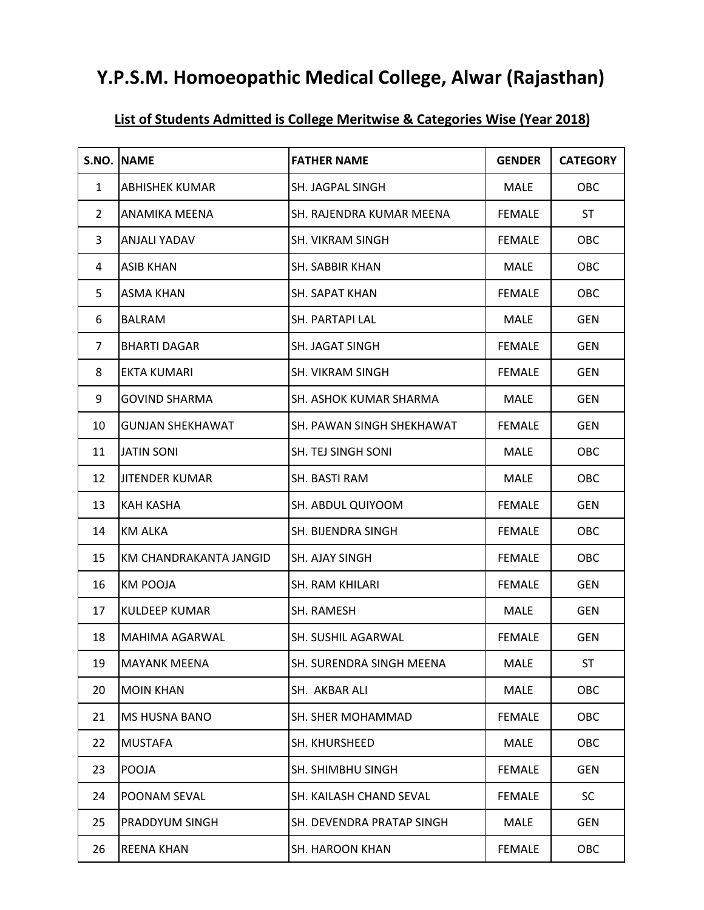# Y.P.S.M. Homoeopathic Medical College, Alwar (Rajasthan)

**List of Students Admitted is College Meritwise & Categories Wise (Year 2018)**

| S.NO. | NAME | FATHER NAME | GENDER | CATEGORY |
|---|---|---|---|---|
| 1 | ABHISHEK KUMAR | SH. JAGPAL SINGH | MALE | OBC |
| 2 | ANAMIKA MEENA | SH. RAJENDRA KUMAR MEENA | FEMALE | ST |
| 3 | ANJALI YADAV | SH. VIKRAM SINGH | FEMALE | OBC |
| 4 | ASIB KHAN | SH. SABBIR KHAN | MALE | OBC |
| 5 | ASMA KHAN | SH. SAPAT KHAN | FEMALE | OBC |
| 6 | BALRAM | SH. PARTAPI LAL | MALE | GEN |
| 7 | BHARTI DAGAR | SH. JAGAT SINGH | FEMALE | GEN |
| 8 | EKTA KUMARI | SH. VIKRAM SINGH | FEMALE | GEN |
| 9 | GOVIND SHARMA | SH. ASHOK KUMAR SHARMA | MALE | GEN |
| 10 | GUNJAN SHEKHAWAT | SH. PAWAN SINGH SHEKHAWAT | FEMALE | GEN |
| 11 | JATIN SONI | SH. TEJ SINGH SONI | MALE | OBC |
| 12 | JITENDER KUMAR | SH. BASTI RAM | MALE | OBC |
| 13 | KAH KASHA | SH. ABDUL QUIYOOM | FEMALE | GEN |
| 14 | KM ALKA | SH. BIJENDRA SINGH | FEMALE | OBC |
| 15 | KM CHANDRAKANTA JANGID | SH. AJAY SINGH | FEMALE | OBC |
| 16 | KM POOJA | SH. RAM KHILARI | FEMALE | GEN |
| 17 | KULDEEP KUMAR | SH. RAMESH | MALE | GEN |
| 18 | MAHIMA AGARWAL | SH. SUSHIL AGARWAL | FEMALE | GEN |
| 19 | MAYANK MEENA | SH. SURENDRA SINGH MEENA | MALE | ST |
| 20 | MOIN KHAN | SH. AKBAR ALI | MALE | OBC |
| 21 | MS HUSNA BANO | SH. SHER MOHAMMAD | FEMALE | OBC |
| 22 | MUSTAFA | SH. KHURSHEED | MALE | OBC |
| 23 | POOJA | SH. SHIMBHU SINGH | FEMALE | GEN |
| 24 | POONAM SEVAL | SH. KAILASH CHAND SEVAL | FEMALE | SC |
| 25 | PRADDYUM SINGH | SH. DEVENDRA PRATAP SINGH | MALE | GEN |
| 26 | REENA KHAN | SH. HAROON KHAN | FEMALE | OBC |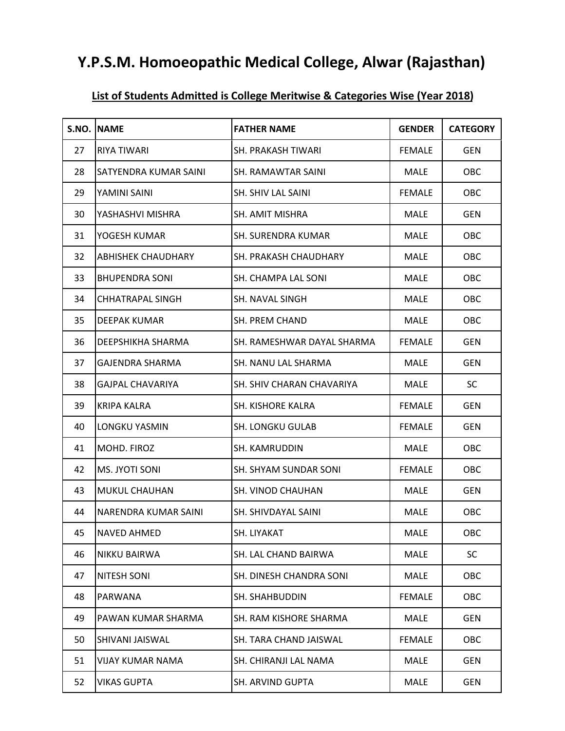# Y.P.S.M. Homoeopathic Medical College, Alwar (Rajasthan)

## List of Students Admitted is College Meritwise & Categories Wise (Year 2018)

| S.NO. | NAME | FATHER NAME | GENDER | CATEGORY |
|---|---|---|---|---|
| 27 | RIYA TIWARI | SH. PRAKASH TIWARI | FEMALE | GEN |
| 28 | SATYENDRA KUMAR SAINI | SH. RAMAWTAR SAINI | MALE | OBC |
| 29 | YAMINI SAINI | SH. SHIV LAL SAINI | FEMALE | OBC |
| 30 | YASHASHVI MISHRA | SH. AMIT MISHRA | MALE | GEN |
| 31 | YOGESH KUMAR | SH. SURENDRA KUMAR | MALE | OBC |
| 32 | ABHISHEK CHAUDHARY | SH. PRAKASH CHAUDHARY | MALE | OBC |
| 33 | BHUPENDRA SONI | SH. CHAMPA LAL SONI | MALE | OBC |
| 34 | CHHATRAPAL SINGH | SH. NAVAL SINGH | MALE | OBC |
| 35 | DEEPAK KUMAR | SH. PREM CHAND | MALE | OBC |
| 36 | DEEPSHIKHA SHARMA | SH. RAMESHWAR DAYAL SHARMA | FEMALE | GEN |
| 37 | GAJENDRA SHARMA | SH. NANU LAL SHARMA | MALE | GEN |
| 38 | GAJPAL CHAVARIYA | SH. SHIV CHARAN CHAVARIYA | MALE | SC |
| 39 | KRIPA KALRA | SH. KISHORE KALRA | FEMALE | GEN |
| 40 | LONGKU YASMIN | SH. LONGKU GULAB | FEMALE | GEN |
| 41 | MOHD. FIROZ | SH. KAMRUDDIN | MALE | OBC |
| 42 | MS. JYOTI SONI | SH. SHYAM SUNDAR SONI | FEMALE | OBC |
| 43 | MUKUL CHAUHAN | SH. VINOD CHAUHAN | MALE | GEN |
| 44 | NARENDRA KUMAR SAINI | SH. SHIVDAYAL SAINI | MALE | OBC |
| 45 | NAVED AHMED | SH. LIYAKAT | MALE | OBC |
| 46 | NIKKU BAIRWA | SH. LAL CHAND BAIRWA | MALE | SC |
| 47 | NITESH SONI | SH. DINESH CHANDRA SONI | MALE | OBC |
| 48 | PARWANA | SH. SHAHBUDDIN | FEMALE | OBC |
| 49 | PAWAN KUMAR SHARMA | SH. RAM KISHORE SHARMA | MALE | GEN |
| 50 | SHIVANI JAISWAL | SH. TARA CHAND JAISWAL | FEMALE | OBC |
| 51 | VIJAY KUMAR NAMA | SH. CHIRANJI LAL NAMA | MALE | GEN |
| 52 | VIKAS GUPTA | SH. ARVIND GUPTA | MALE | GEN |